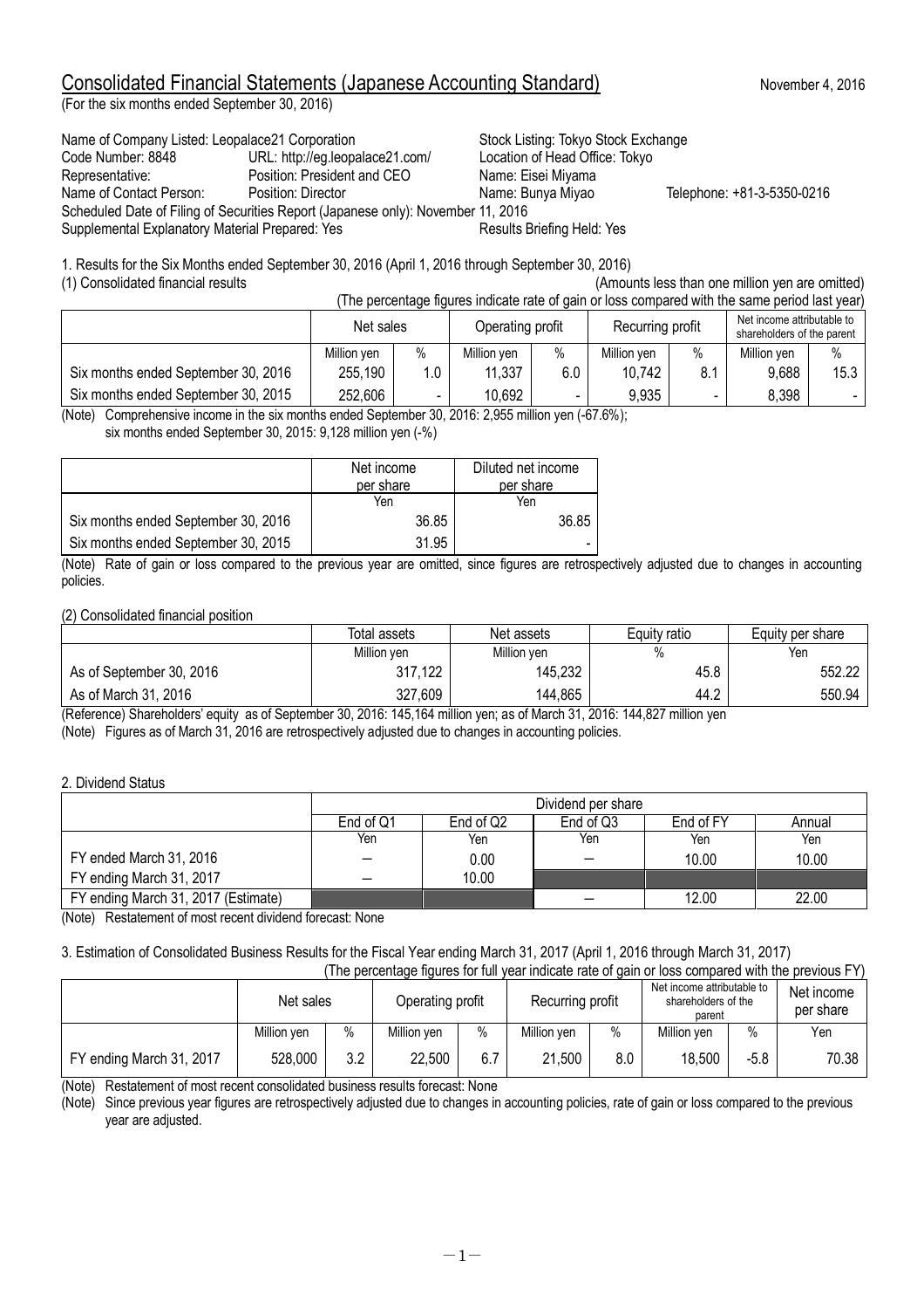# Consolidated Financial Statements (Japanese Accounting Standard)

November 4, 2016

(For the six months ended September 30, 2016)

Name of Company Listed: Leopalace21 Corporation — Stock Listing: Tokyo Stock Exchange
Code Number: 8848 — URL: http://eg.leopalace21.com/ — Location of Head Office: Tokyo
Representative: Position: President and CEO — Name: Eisei Miyama
Name of Contact Person: Position: Director — Name: Bunya Miyao — Telephone: +81-3-5350-0216
Scheduled Date of Filing of Securities Report (Japanese only): November 11, 2016
Supplemental Explanatory Material Prepared: Yes — Results Briefing Held: Yes

1. Results for the Six Months ended September 30, 2016 (April 1, 2016 through September 30, 2016)

(1) Consolidated financial results

(Amounts less than one million yen are omitted)

(The percentage figures indicate rate of gain or loss compared with the same period last year)

| | Net sales | | Operating profit | | Recurring profit | | Net income attributable to shareholders of the parent | |
|---|---|---|---|---|---|---|---|---|
| | Million yen | % | Million yen | % | Million yen | % | Million yen | % |
| Six months ended September 30, 2016 | 255,190 | 1.0 | 11,337 | 6.0 | 10,742 | 8.1 | 9,688 | 15.3 |
| Six months ended September 30, 2015 | 252,606 | - | 10,692 | - | 9,935 | - | 8,398 | - |

(Note) Comprehensive income in the six months ended September 30, 2016: 2,955 million yen (-67.6%);
six months ended September 30, 2015: 9,128 million yen (-%)

| | Net income per share | Diluted net income per share |
|---|---|---|
| | Yen | Yen |
| Six months ended September 30, 2016 | 36.85 | 36.85 |
| Six months ended September 30, 2015 | 31.95 | - |

(Note) Rate of gain or loss compared to the previous year are omitted, since figures are retrospectively adjusted due to changes in accounting policies.

(2) Consolidated financial position

| | Total assets | Net assets | Equity ratio | Equity per share |
|---|---|---|---|---|
| | Million yen | Million yen | % | Yen |
| As of September 30, 2016 | 317,122 | 145,232 | 45.8 | 552.22 |
| As of March 31, 2016 | 327,609 | 144,865 | 44.2 | 550.94 |

(Reference) Shareholders' equity as of September 30, 2016: 145,164 million yen; as of March 31, 2016: 144,827 million yen

(Note) Figures as of March 31, 2016 are retrospectively adjusted due to changes in accounting policies.

2. Dividend Status

| | Dividend per share | | | | |
|---|---|---|---|---|---|
| | End of Q1 | End of Q2 | End of Q3 | End of FY | Annual |
| | Yen | Yen | Yen | Yen | Yen |
| FY ended March 31, 2016 | — | 0.00 | — | 10.00 | 10.00 |
| FY ending March 31, 2017 | — | 10.00 | | | |
| FY ending March 31, 2017 (Estimate) | | | — | 12.00 | 22.00 |

(Note) Restatement of most recent dividend forecast: None

3. Estimation of Consolidated Business Results for the Fiscal Year ending March 31, 2017 (April 1, 2016 through March 31, 2017)

(The percentage figures for full year indicate rate of gain or loss compared with the previous FY)

| | Net sales | | Operating profit | | Recurring profit | | Net income attributable to shareholders of the parent | | Net income per share |
|---|---|---|---|---|---|---|---|---|---|
| | Million yen | % | Million yen | % | Million yen | % | Million yen | % | Yen |
| FY ending March 31, 2017 | 528,000 | 3.2 | 22,500 | 6.7 | 21,500 | 8.0 | 18,500 | -5.8 | 70.38 |

(Note) Restatement of most recent consolidated business results forecast: None

(Note) Since previous year figures are retrospectively adjusted due to changes in accounting policies, rate of gain or loss compared to the previous year are adjusted.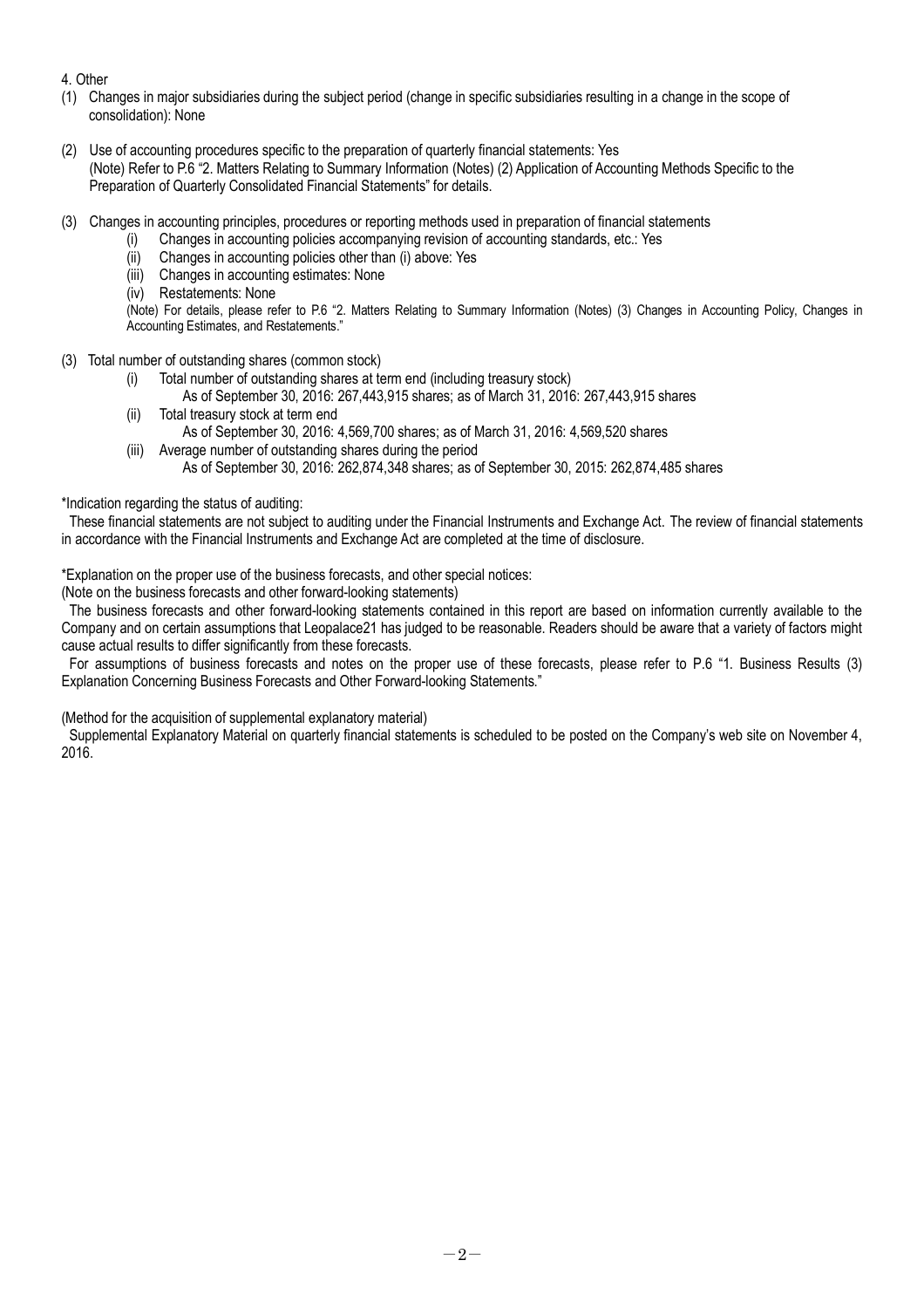4. Other

(1) Changes in major subsidiaries during the subject period (change in specific subsidiaries resulting in a change in the scope of consolidation): None

(2) Use of accounting procedures specific to the preparation of quarterly financial statements: Yes
(Note) Refer to P.6 "2. Matters Relating to Summary Information (Notes) (2) Application of Accounting Methods Specific to the Preparation of Quarterly Consolidated Financial Statements" for details.

(3) Changes in accounting principles, procedures or reporting methods used in preparation of financial statements
  (i) Changes in accounting policies accompanying revision of accounting standards, etc.: Yes
  (ii) Changes in accounting policies other than (i) above: Yes
  (iii) Changes in accounting estimates: None
  (iv) Restatements: None

(Note) For details, please refer to P.6 "2. Matters Relating to Summary Information (Notes) (3) Changes in Accounting Policy, Changes in Accounting Estimates, and Restatements."

(3) Total number of outstanding shares (common stock)
  (i) Total number of outstanding shares at term end (including treasury stock)
    As of September 30, 2016: 267,443,915 shares; as of March 31, 2016: 267,443,915 shares
  (ii) Total treasury stock at term end
    As of September 30, 2016: 4,569,700 shares; as of March 31, 2016: 4,569,520 shares
  (iii) Average number of outstanding shares during the period
    As of September 30, 2016: 262,874,348 shares; as of September 30, 2015: 262,874,485 shares

*Indication regarding the status of auditing:

These financial statements are not subject to auditing under the Financial Instruments and Exchange Act. The review of financial statements in accordance with the Financial Instruments and Exchange Act are completed at the time of disclosure.

*Explanation on the proper use of the business forecasts, and other special notices:

(Note on the business forecasts and other forward-looking statements)

The business forecasts and other forward-looking statements contained in this report are based on information currently available to the Company and on certain assumptions that Leopalace21 has judged to be reasonable. Readers should be aware that a variety of factors might cause actual results to differ significantly from these forecasts.

For assumptions of business forecasts and notes on the proper use of these forecasts, please refer to P.6 "1. Business Results (3) Explanation Concerning Business Forecasts and Other Forward-looking Statements."

(Method for the acquisition of supplemental explanatory material)

Supplemental Explanatory Material on quarterly financial statements is scheduled to be posted on the Company's web site on November 4, 2016.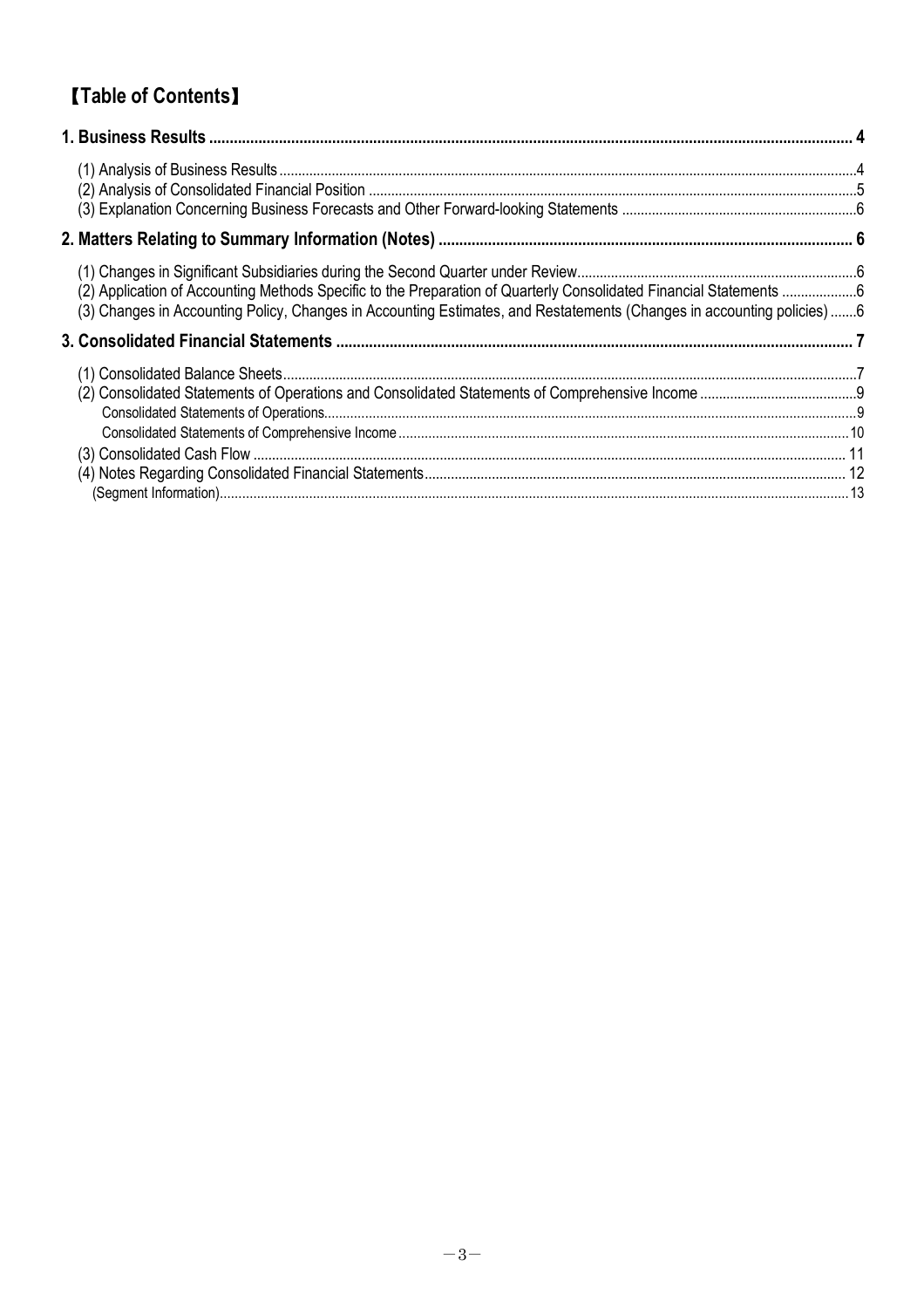# 【Table of Contents】

**1. Business Results .......... 4**

(1) Analysis of Business Results .......... 4
(2) Analysis of Consolidated Financial Position .......... 5
(3) Explanation Concerning Business Forecasts and Other Forward-looking Statements .......... 6

**2. Matters Relating to Summary Information (Notes) .......... 6**

(1) Changes in Significant Subsidiaries during the Second Quarter under Review .......... 6
(2) Application of Accounting Methods Specific to the Preparation of Quarterly Consolidated Financial Statements .......... 6
(3) Changes in Accounting Policy, Changes in Accounting Estimates, and Restatements (Changes in accounting policies) .......... 6

**3. Consolidated Financial Statements .......... 7**

(1) Consolidated Balance Sheets .......... 7
(2) Consolidated Statements of Operations and Consolidated Statements of Comprehensive Income .......... 9
Consolidated Statements of Operations .......... 9
Consolidated Statements of Comprehensive Income .......... 10
(3) Consolidated Cash Flow .......... 11
(4) Notes Regarding Consolidated Financial Statements .......... 12
(Segment Information) .......... 13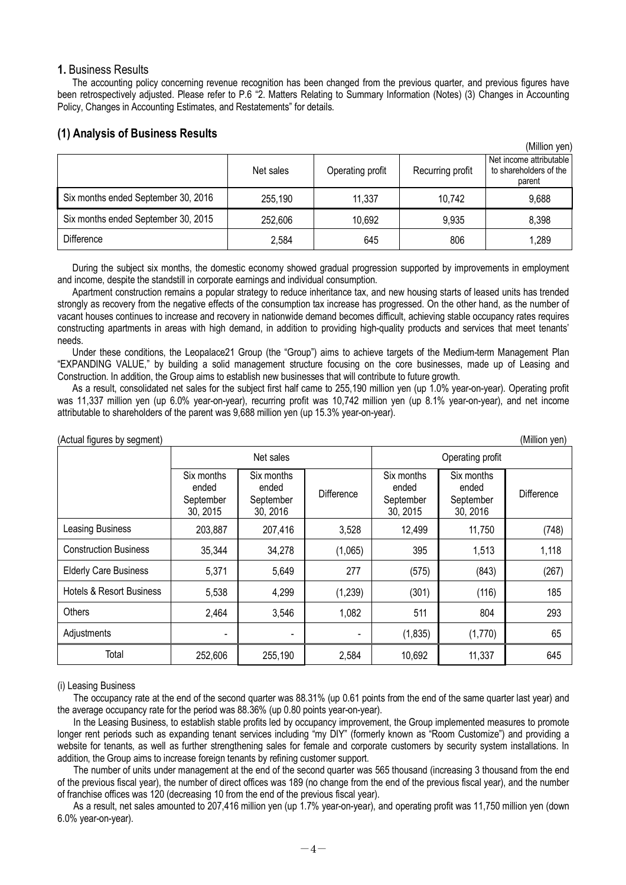## 1. Business Results

The accounting policy concerning revenue recognition has been changed from the previous quarter, and previous figures have been retrospectively adjusted. Please refer to P.6 "2. Matters Relating to Summary Information (Notes) (3) Changes in Accounting Policy, Changes in Accounting Estimates, and Restatements" for details.

### (1) Analysis of Business Results

(Million yen)

| | Net sales | Operating profit | Recurring profit | Net income attributable to shareholders of the parent |
|---|---|---|---|---|
| Six months ended September 30, 2016 | 255,190 | 11,337 | 10,742 | 9,688 |
| Six months ended September 30, 2015 | 252,606 | 10,692 | 9,935 | 8,398 |
| Difference | 2,584 | 645 | 806 | 1,289 |

During the subject six months, the domestic economy showed gradual progression supported by improvements in employment and income, despite the standstill in corporate earnings and individual consumption.

Apartment construction remains a popular strategy to reduce inheritance tax, and new housing starts of leased units has trended strongly as recovery from the negative effects of the consumption tax increase has progressed. On the other hand, as the number of vacant houses continues to increase and recovery in nationwide demand becomes difficult, achieving stable occupancy rates requires constructing apartments in areas with high demand, in addition to providing high-quality products and services that meet tenants' needs.

Under these conditions, the Leopalace21 Group (the "Group") aims to achieve targets of the Medium-term Management Plan "EXPANDING VALUE," by building a solid management structure focusing on the core businesses, made up of Leasing and Construction. In addition, the Group aims to establish new businesses that will contribute to future growth.

As a result, consolidated net sales for the subject first half came to 255,190 million yen (up 1.0% year-on-year). Operating profit was 11,337 million yen (up 6.0% year-on-year), recurring profit was 10,742 million yen (up 8.1% year-on-year), and net income attributable to shareholders of the parent was 9,688 million yen (up 15.3% year-on-year).

(Actual figures by segment) (Million yen)

| | Net sales | | | Operating profit | | |
|---|---|---|---|---|---|---|
| | Six months ended September 30, 2015 | Six months ended September 30, 2016 | Difference | Six months ended September 30, 2015 | Six months ended September 30, 2016 | Difference |
| Leasing Business | 203,887 | 207,416 | 3,528 | 12,499 | 11,750 | (748) |
| Construction Business | 35,344 | 34,278 | (1,065) | 395 | 1,513 | 1,118 |
| Elderly Care Business | 5,371 | 5,649 | 277 | (575) | (843) | (267) |
| Hotels & Resort Business | 5,538 | 4,299 | (1,239) | (301) | (116) | 185 |
| Others | 2,464 | 3,546 | 1,082 | 511 | 804 | 293 |
| Adjustments | - | - | - | (1,835) | (1,770) | 65 |
| Total | 252,606 | 255,190 | 2,584 | 10,692 | 11,337 | 645 |

(i) Leasing Business

The occupancy rate at the end of the second quarter was 88.31% (up 0.61 points from the end of the same quarter last year) and the average occupancy rate for the period was 88.36% (up 0.80 points year-on-year).

In the Leasing Business, to establish stable profits led by occupancy improvement, the Group implemented measures to promote longer rent periods such as expanding tenant services including "my DIY" (formerly known as "Room Customize") and providing a website for tenants, as well as further strengthening sales for female and corporate customers by security system installations. In addition, the Group aims to increase foreign tenants by refining customer support.

The number of units under management at the end of the second quarter was 565 thousand (increasing 3 thousand from the end of the previous fiscal year), the number of direct offices was 189 (no change from the end of the previous fiscal year), and the number of franchise offices was 120 (decreasing 10 from the end of the previous fiscal year).

As a result, net sales amounted to 207,416 million yen (up 1.7% year-on-year), and operating profit was 11,750 million yen (down 6.0% year-on-year).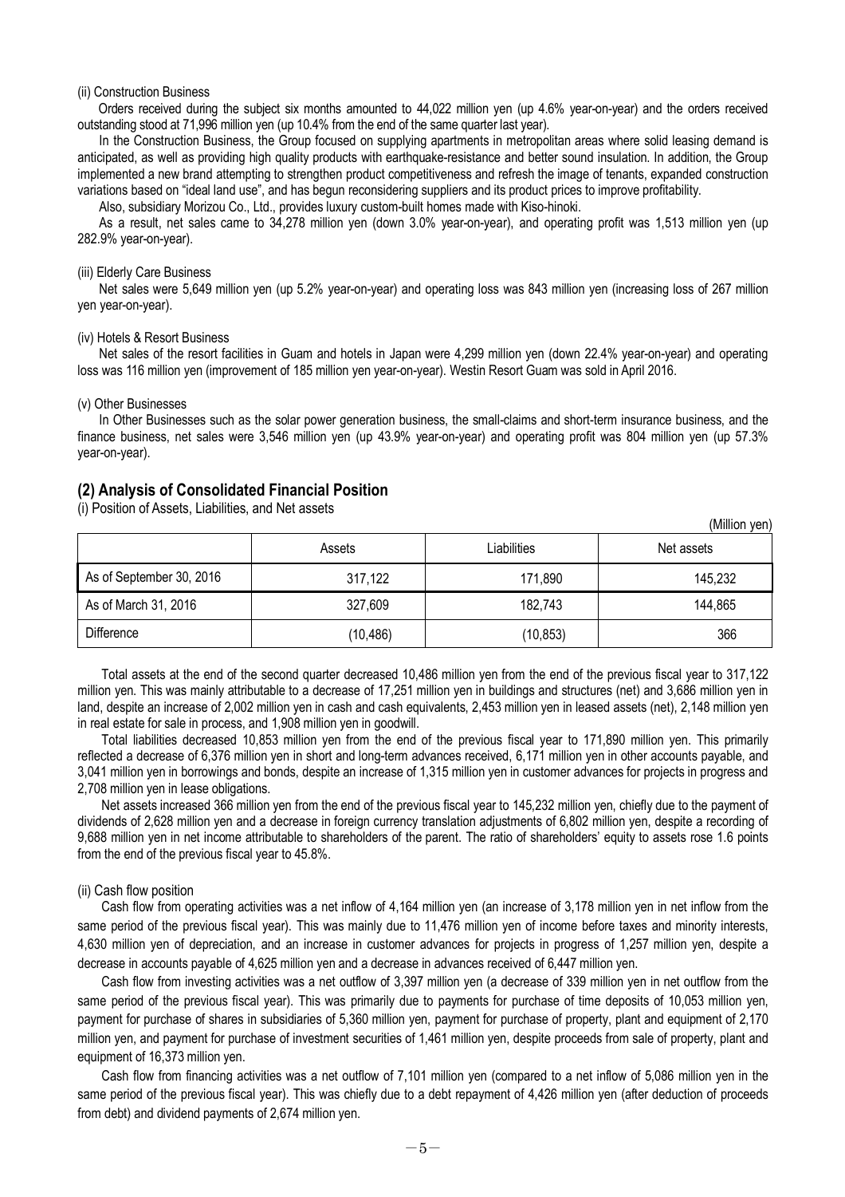(ii) Construction Business

Orders received during the subject six months amounted to 44,022 million yen (up 4.6% year-on-year) and the orders received outstanding stood at 71,996 million yen (up 10.4% from the end of the same quarter last year).

In the Construction Business, the Group focused on supplying apartments in metropolitan areas where solid leasing demand is anticipated, as well as providing high quality products with earthquake-resistance and better sound insulation. In addition, the Group implemented a new brand attempting to strengthen product competitiveness and refresh the image of tenants, expanded construction variations based on "ideal land use", and has begun reconsidering suppliers and its product prices to improve profitability.

Also, subsidiary Morizou Co., Ltd., provides luxury custom-built homes made with Kiso-hinoki.

As a result, net sales came to 34,278 million yen (down 3.0% year-on-year), and operating profit was 1,513 million yen (up 282.9% year-on-year).

(iii) Elderly Care Business

Net sales were 5,649 million yen (up 5.2% year-on-year) and operating loss was 843 million yen (increasing loss of 267 million yen year-on-year).

(iv) Hotels & Resort Business

Net sales of the resort facilities in Guam and hotels in Japan were 4,299 million yen (down 22.4% year-on-year) and operating loss was 116 million yen (improvement of 185 million yen year-on-year). Westin Resort Guam was sold in April 2016.

(v) Other Businesses

In Other Businesses such as the solar power generation business, the small-claims and short-term insurance business, and the finance business, net sales were 3,546 million yen (up 43.9% year-on-year) and operating profit was 804 million yen (up 57.3% year-on-year).

## (2) Analysis of Consolidated Financial Position

(i) Position of Assets, Liabilities, and Net assets

(Million yen)

| | Assets | Liabilities | Net assets |
|---|---|---|---|
| As of September 30, 2016 | 317,122 | 171,890 | 145,232 |
| As of March 31, 2016 | 327,609 | 182,743 | 144,865 |
| Difference | (10,486) | (10,853) | 366 |

Total assets at the end of the second quarter decreased 10,486 million yen from the end of the previous fiscal year to 317,122 million yen. This was mainly attributable to a decrease of 17,251 million yen in buildings and structures (net) and 3,686 million yen in land, despite an increase of 2,002 million yen in cash and cash equivalents, 2,453 million yen in leased assets (net), 2,148 million yen in real estate for sale in process, and 1,908 million yen in goodwill.

Total liabilities decreased 10,853 million yen from the end of the previous fiscal year to 171,890 million yen. This primarily reflected a decrease of 6,376 million yen in short and long-term advances received, 6,171 million yen in other accounts payable, and 3,041 million yen in borrowings and bonds, despite an increase of 1,315 million yen in customer advances for projects in progress and 2,708 million yen in lease obligations.

Net assets increased 366 million yen from the end of the previous fiscal year to 145,232 million yen, chiefly due to the payment of dividends of 2,628 million yen and a decrease in foreign currency translation adjustments of 6,802 million yen, despite a recording of 9,688 million yen in net income attributable to shareholders of the parent. The ratio of shareholders' equity to assets rose 1.6 points from the end of the previous fiscal year to 45.8%.

(ii) Cash flow position

Cash flow from operating activities was a net inflow of 4,164 million yen (an increase of 3,178 million yen in net inflow from the same period of the previous fiscal year). This was mainly due to 11,476 million yen of income before taxes and minority interests, 4,630 million yen of depreciation, and an increase in customer advances for projects in progress of 1,257 million yen, despite a decrease in accounts payable of 4,625 million yen and a decrease in advances received of 6,447 million yen.

Cash flow from investing activities was a net outflow of 3,397 million yen (a decrease of 339 million yen in net outflow from the same period of the previous fiscal year). This was primarily due to payments for purchase of time deposits of 10,053 million yen, payment for purchase of shares in subsidiaries of 5,360 million yen, payment for purchase of property, plant and equipment of 2,170 million yen, and payment for purchase of investment securities of 1,461 million yen, despite proceeds from sale of property, plant and equipment of 16,373 million yen.

Cash flow from financing activities was a net outflow of 7,101 million yen (compared to a net inflow of 5,086 million yen in the same period of the previous fiscal year). This was chiefly due to a debt repayment of 4,426 million yen (after deduction of proceeds from debt) and dividend payments of 2,674 million yen.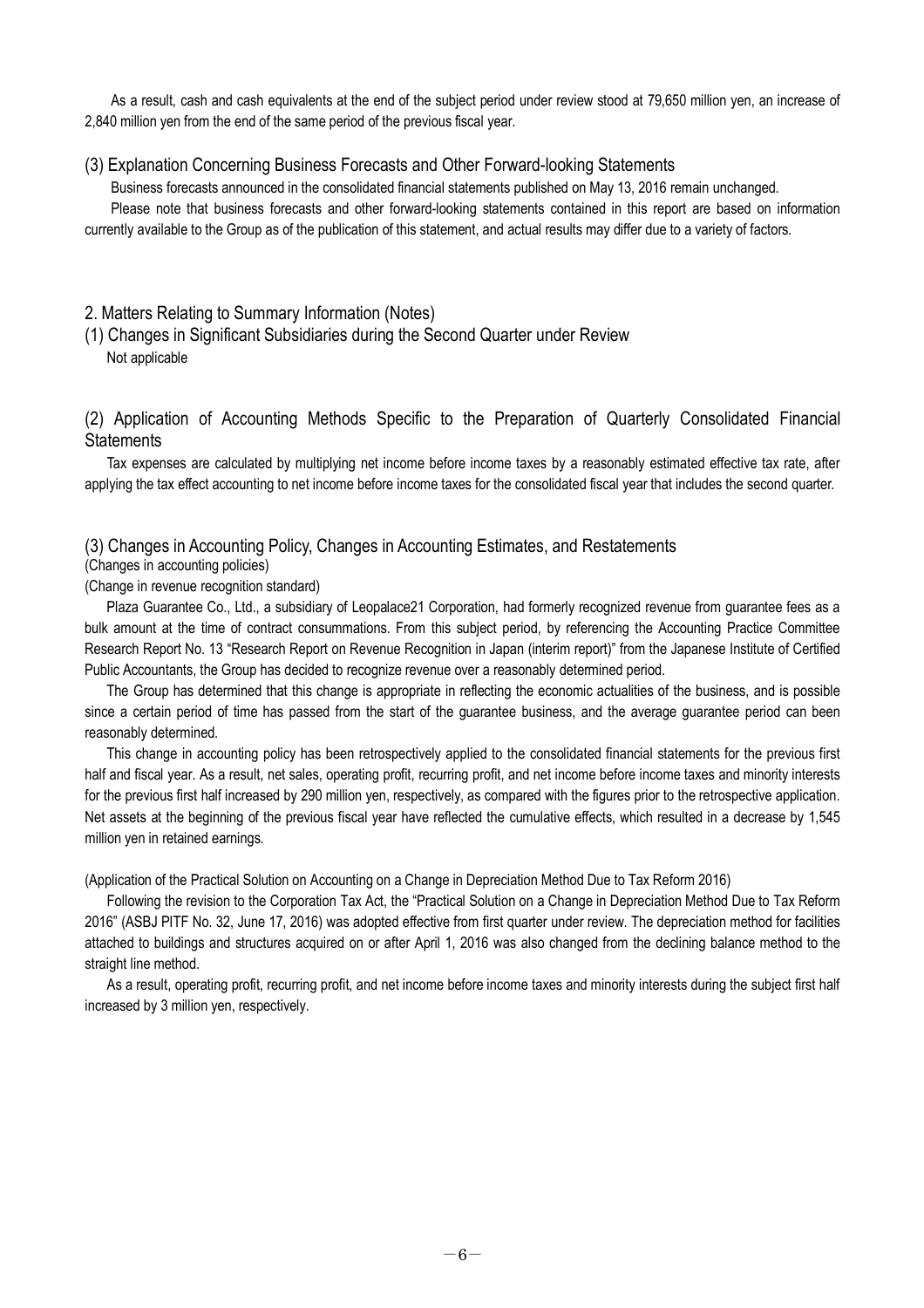As a result, cash and cash equivalents at the end of the subject period under review stood at 79,650 million yen, an increase of 2,840 million yen from the end of the same period of the previous fiscal year.

### (3) Explanation Concerning Business Forecasts and Other Forward-looking Statements

Business forecasts announced in the consolidated financial statements published on May 13, 2016 remain unchanged.

Please note that business forecasts and other forward-looking statements contained in this report are based on information currently available to the Group as of the publication of this statement, and actual results may differ due to a variety of factors.

## 2. Matters Relating to Summary Information (Notes)

### (1) Changes in Significant Subsidiaries during the Second Quarter under Review

Not applicable

### (2) Application of Accounting Methods Specific to the Preparation of Quarterly Consolidated Financial Statements

Tax expenses are calculated by multiplying net income before income taxes by a reasonably estimated effective tax rate, after applying the tax effect accounting to net income before income taxes for the consolidated fiscal year that includes the second quarter.

### (3) Changes in Accounting Policy, Changes in Accounting Estimates, and Restatements

(Changes in accounting policies)

(Change in revenue recognition standard)

Plaza Guarantee Co., Ltd., a subsidiary of Leopalace21 Corporation, had formerly recognized revenue from guarantee fees as a bulk amount at the time of contract consummations. From this subject period, by referencing the Accounting Practice Committee Research Report No. 13 "Research Report on Revenue Recognition in Japan (interim report)" from the Japanese Institute of Certified Public Accountants, the Group has decided to recognize revenue over a reasonably determined period.

The Group has determined that this change is appropriate in reflecting the economic actualities of the business, and is possible since a certain period of time has passed from the start of the guarantee business, and the average guarantee period can been reasonably determined.

This change in accounting policy has been retrospectively applied to the consolidated financial statements for the previous first half and fiscal year. As a result, net sales, operating profit, recurring profit, and net income before income taxes and minority interests for the previous first half increased by 290 million yen, respectively, as compared with the figures prior to the retrospective application. Net assets at the beginning of the previous fiscal year have reflected the cumulative effects, which resulted in a decrease by 1,545 million yen in retained earnings.

(Application of the Practical Solution on Accounting on a Change in Depreciation Method Due to Tax Reform 2016)

Following the revision to the Corporation Tax Act, the "Practical Solution on a Change in Depreciation Method Due to Tax Reform 2016" (ASBJ PITF No. 32, June 17, 2016) was adopted effective from first quarter under review. The depreciation method for facilities attached to buildings and structures acquired on or after April 1, 2016 was also changed from the declining balance method to the straight line method.

As a result, operating profit, recurring profit, and net income before income taxes and minority interests during the subject first half increased by 3 million yen, respectively.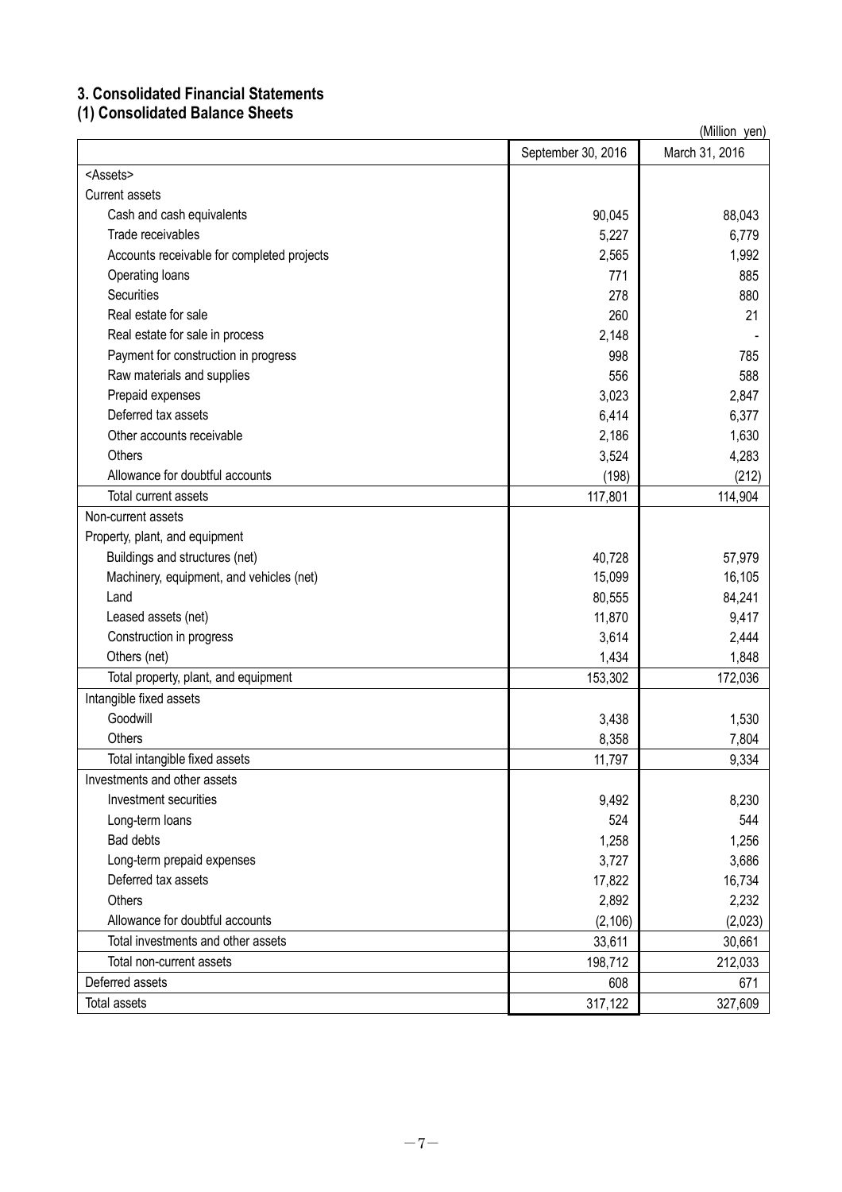## 3. Consolidated Financial Statements

### (1) Consolidated Balance Sheets

(Million yen)

| | September 30, 2016 | March 31, 2016 |
|---|---|---|
| <Assets> | | |
| Current assets | | |
| Cash and cash equivalents | 90,045 | 88,043 |
| Trade receivables | 5,227 | 6,779 |
| Accounts receivable for completed projects | 2,565 | 1,992 |
| Operating loans | 771 | 885 |
| Securities | 278 | 880 |
| Real estate for sale | 260 | 21 |
| Real estate for sale in process | 2,148 | - |
| Payment for construction in progress | 998 | 785 |
| Raw materials and supplies | 556 | 588 |
| Prepaid expenses | 3,023 | 2,847 |
| Deferred tax assets | 6,414 | 6,377 |
| Other accounts receivable | 2,186 | 1,630 |
| Others | 3,524 | 4,283 |
| Allowance for doubtful accounts | (198) | (212) |
| Total current assets | 117,801 | 114,904 |
| Non-current assets | | |
| Property, plant, and equipment | | |
| Buildings and structures (net) | 40,728 | 57,979 |
| Machinery, equipment, and vehicles (net) | 15,099 | 16,105 |
| Land | 80,555 | 84,241 |
| Leased assets (net) | 11,870 | 9,417 |
| Construction in progress | 3,614 | 2,444 |
| Others (net) | 1,434 | 1,848 |
| Total property, plant, and equipment | 153,302 | 172,036 |
| Intangible fixed assets | | |
| Goodwill | 3,438 | 1,530 |
| Others | 8,358 | 7,804 |
| Total intangible fixed assets | 11,797 | 9,334 |
| Investments and other assets | | |
| Investment securities | 9,492 | 8,230 |
| Long-term loans | 524 | 544 |
| Bad debts | 1,258 | 1,256 |
| Long-term prepaid expenses | 3,727 | 3,686 |
| Deferred tax assets | 17,822 | 16,734 |
| Others | 2,892 | 2,232 |
| Allowance for doubtful accounts | (2,106) | (2,023) |
| Total investments and other assets | 33,611 | 30,661 |
| Total non-current assets | 198,712 | 212,033 |
| Deferred assets | 608 | 671 |
| Total assets | 317,122 | 327,609 |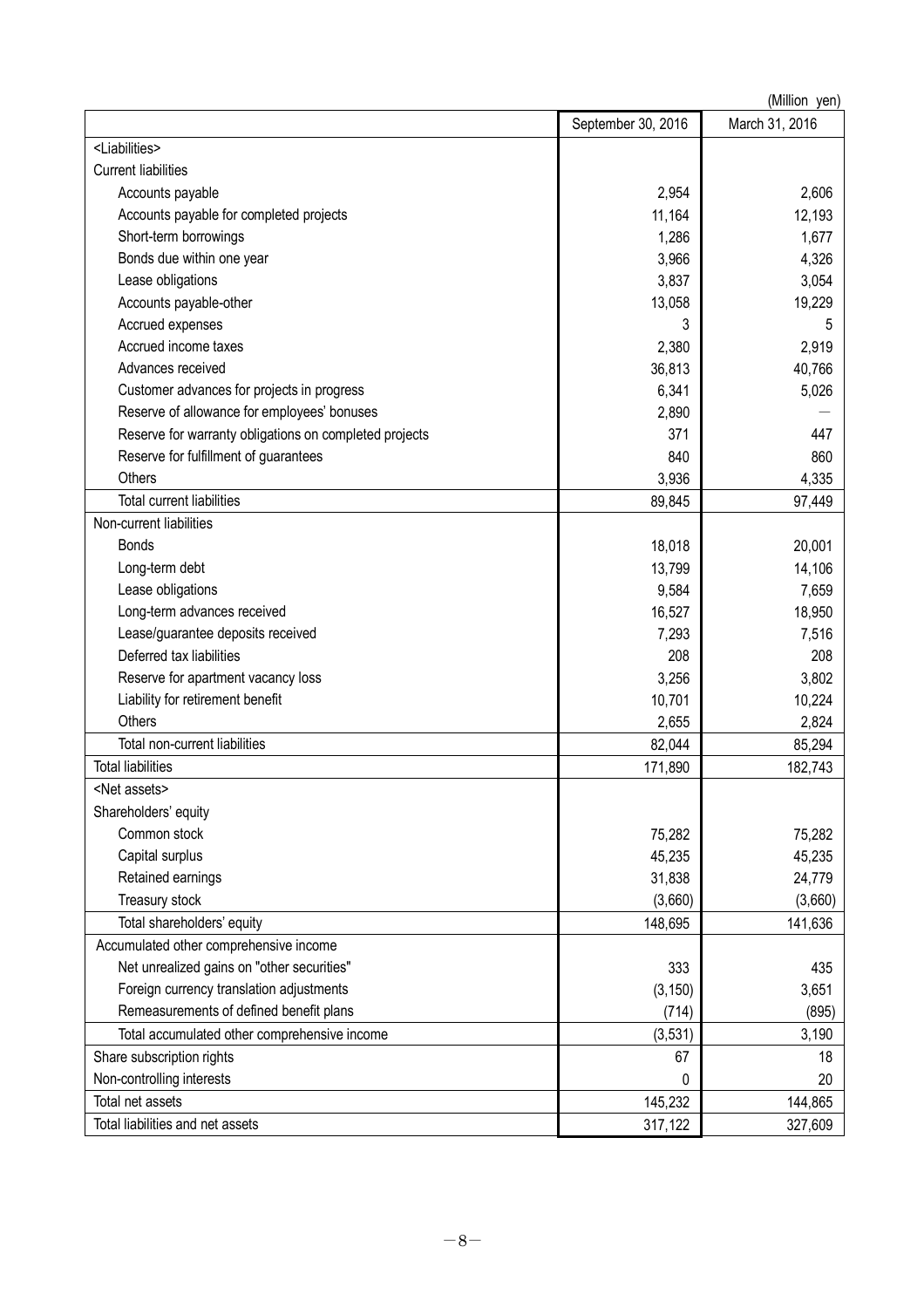(Million yen)

| | September 30, 2016 | March 31, 2016 |
|---|---|---|
| <Liabilities> | | |
| Current liabilities | | |
| Accounts payable | 2,954 | 2,606 |
| Accounts payable for completed projects | 11,164 | 12,193 |
| Short-term borrowings | 1,286 | 1,677 |
| Bonds due within one year | 3,966 | 4,326 |
| Lease obligations | 3,837 | 3,054 |
| Accounts payable-other | 13,058 | 19,229 |
| Accrued expenses | 3 | 5 |
| Accrued income taxes | 2,380 | 2,919 |
| Advances received | 36,813 | 40,766 |
| Customer advances for projects in progress | 6,341 | 5,026 |
| Reserve of allowance for employees' bonuses | 2,890 | — |
| Reserve for warranty obligations on completed projects | 371 | 447 |
| Reserve for fulfillment of guarantees | 840 | 860 |
| Others | 3,936 | 4,335 |
| Total current liabilities | 89,845 | 97,449 |
| Non-current liabilities | | |
| Bonds | 18,018 | 20,001 |
| Long-term debt | 13,799 | 14,106 |
| Lease obligations | 9,584 | 7,659 |
| Long-term advances received | 16,527 | 18,950 |
| Lease/guarantee deposits received | 7,293 | 7,516 |
| Deferred tax liabilities | 208 | 208 |
| Reserve for apartment vacancy loss | 3,256 | 3,802 |
| Liability for retirement benefit | 10,701 | 10,224 |
| Others | 2,655 | 2,824 |
| Total non-current liabilities | 82,044 | 85,294 |
| Total liabilities | 171,890 | 182,743 |
| <Net assets> | | |
| Shareholders' equity | | |
| Common stock | 75,282 | 75,282 |
| Capital surplus | 45,235 | 45,235 |
| Retained earnings | 31,838 | 24,779 |
| Treasury stock | (3,660) | (3,660) |
| Total shareholders' equity | 148,695 | 141,636 |
| Accumulated other comprehensive income | | |
| Net unrealized gains on "other securities" | 333 | 435 |
| Foreign currency translation adjustments | (3,150) | 3,651 |
| Remeasurements of defined benefit plans | (714) | (895) |
| Total accumulated other comprehensive income | (3,531) | 3,190 |
| Share subscription rights | 67 | 18 |
| Non-controlling interests | 0 | 20 |
| Total net assets | 145,232 | 144,865 |
| Total liabilities and net assets | 317,122 | 327,609 |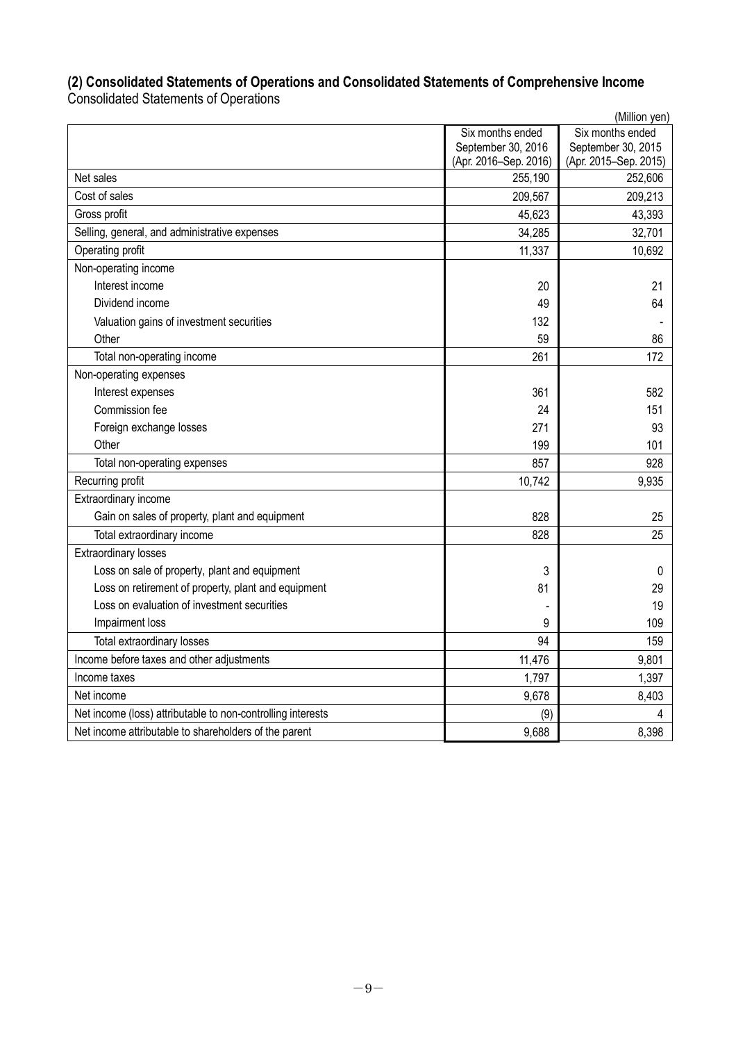### (2) Consolidated Statements of Operations and Consolidated Statements of Comprehensive Income

Consolidated Statements of Operations

(Million yen)

| | Six months ended September 30, 2016 (Apr. 2016–Sep. 2016) | Six months ended September 30, 2015 (Apr. 2015–Sep. 2015) |
|---|---|---|
| Net sales | 255,190 | 252,606 |
| Cost of sales | 209,567 | 209,213 |
| Gross profit | 45,623 | 43,393 |
| Selling, general, and administrative expenses | 34,285 | 32,701 |
| Operating profit | 11,337 | 10,692 |
| Non-operating income | | |
| Interest income | 20 | 21 |
| Dividend income | 49 | 64 |
| Valuation gains of investment securities | 132 | - |
| Other | 59 | 86 |
| Total non-operating income | 261 | 172 |
| Non-operating expenses | | |
| Interest expenses | 361 | 582 |
| Commission fee | 24 | 151 |
| Foreign exchange losses | 271 | 93 |
| Other | 199 | 101 |
| Total non-operating expenses | 857 | 928 |
| Recurring profit | 10,742 | 9,935 |
| Extraordinary income | | |
| Gain on sales of property, plant and equipment | 828 | 25 |
| Total extraordinary income | 828 | 25 |
| Extraordinary losses | | |
| Loss on sale of property, plant and equipment | 3 | 0 |
| Loss on retirement of property, plant and equipment | 81 | 29 |
| Loss on evaluation of investment securities | - | 19 |
| Impairment loss | 9 | 109 |
| Total extraordinary losses | 94 | 159 |
| Income before taxes and other adjustments | 11,476 | 9,801 |
| Income taxes | 1,797 | 1,397 |
| Net income | 9,678 | 8,403 |
| Net income (loss) attributable to non-controlling interests | (9) | 4 |
| Net income attributable to shareholders of the parent | 9,688 | 8,398 |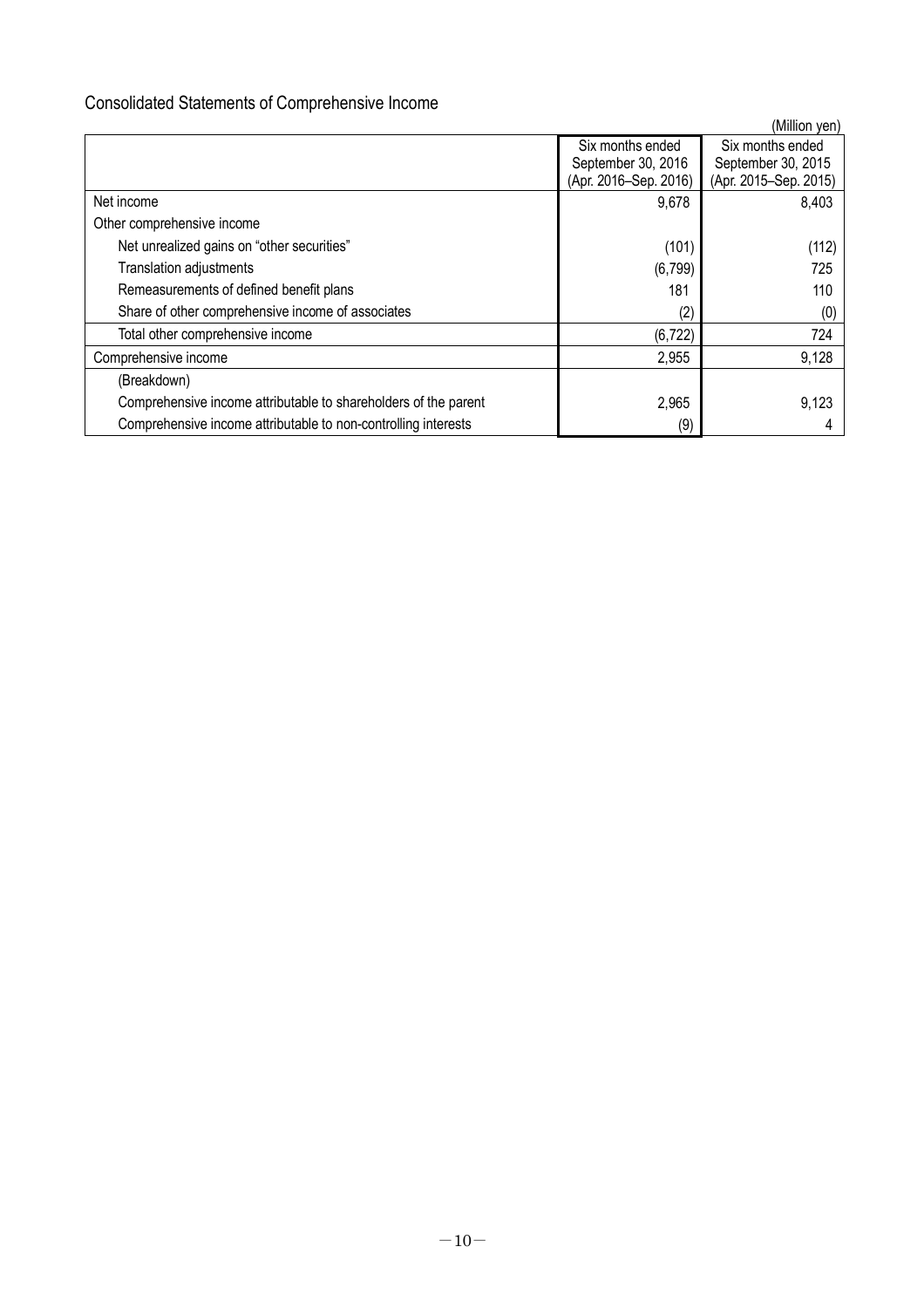## Consolidated Statements of Comprehensive Income

(Million yen)

| | Six months ended September 30, 2016 (Apr. 2016–Sep. 2016) | Six months ended September 30, 2015 (Apr. 2015–Sep. 2015) |
|---|---|---|
| Net income | 9,678 | 8,403 |
| Other comprehensive income | | |
| Net unrealized gains on "other securities" | (101) | (112) |
| Translation adjustments | (6,799) | 725 |
| Remeasurements of defined benefit plans | 181 | 110 |
| Share of other comprehensive income of associates | (2) | (0) |
| Total other comprehensive income | (6,722) | 724 |
| Comprehensive income | 2,955 | 9,128 |
| (Breakdown) | | |
| Comprehensive income attributable to shareholders of the parent | 2,965 | 9,123 |
| Comprehensive income attributable to non-controlling interests | (9) | 4 |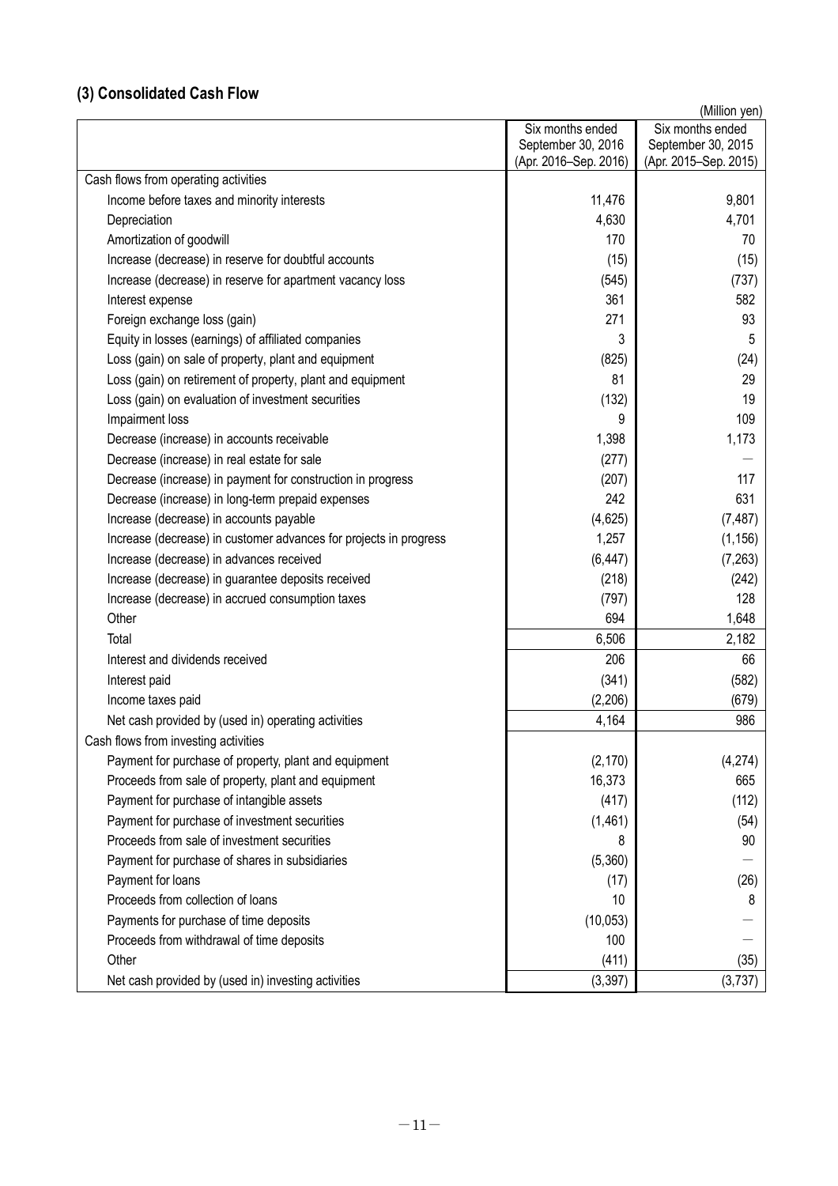## (3) Consolidated Cash Flow

(Million yen)

| | Six months ended September 30, 2016 (Apr. 2016–Sep. 2016) | Six months ended September 30, 2015 (Apr. 2015–Sep. 2015) |
|---|---|---|
| Cash flows from operating activities | | |
| Income before taxes and minority interests | 11,476 | 9,801 |
| Depreciation | 4,630 | 4,701 |
| Amortization of goodwill | 170 | 70 |
| Increase (decrease) in reserve for doubtful accounts | (15) | (15) |
| Increase (decrease) in reserve for apartment vacancy loss | (545) | (737) |
| Interest expense | 361 | 582 |
| Foreign exchange loss (gain) | 271 | 93 |
| Equity in losses (earnings) of affiliated companies | 3 | 5 |
| Loss (gain) on sale of property, plant and equipment | (825) | (24) |
| Loss (gain) on retirement of property, plant and equipment | 81 | 29 |
| Loss (gain) on evaluation of investment securities | (132) | 19 |
| Impairment loss | 9 | 109 |
| Decrease (increase) in accounts receivable | 1,398 | 1,173 |
| Decrease (increase) in real estate for sale | (277) | — |
| Decrease (increase) in payment for construction in progress | (207) | 117 |
| Decrease (increase) in long-term prepaid expenses | 242 | 631 |
| Increase (decrease) in accounts payable | (4,625) | (7,487) |
| Increase (decrease) in customer advances for projects in progress | 1,257 | (1,156) |
| Increase (decrease) in advances received | (6,447) | (7,263) |
| Increase (decrease) in guarantee deposits received | (218) | (242) |
| Increase (decrease) in accrued consumption taxes | (797) | 128 |
| Other | 694 | 1,648 |
| Total | 6,506 | 2,182 |
| Interest and dividends received | 206 | 66 |
| Interest paid | (341) | (582) |
| Income taxes paid | (2,206) | (679) |
| Net cash provided by (used in) operating activities | 4,164 | 986 |
| Cash flows from investing activities | | |
| Payment for purchase of property, plant and equipment | (2,170) | (4,274) |
| Proceeds from sale of property, plant and equipment | 16,373 | 665 |
| Payment for purchase of intangible assets | (417) | (112) |
| Payment for purchase of investment securities | (1,461) | (54) |
| Proceeds from sale of investment securities | 8 | 90 |
| Payment for purchase of shares in subsidiaries | (5,360) | — |
| Payment for loans | (17) | (26) |
| Proceeds from collection of loans | 10 | 8 |
| Payments for purchase of time deposits | (10,053) | — |
| Proceeds from withdrawal of time deposits | 100 | — |
| Other | (411) | (35) |
| Net cash provided by (used in) investing activities | (3,397) | (3,737) |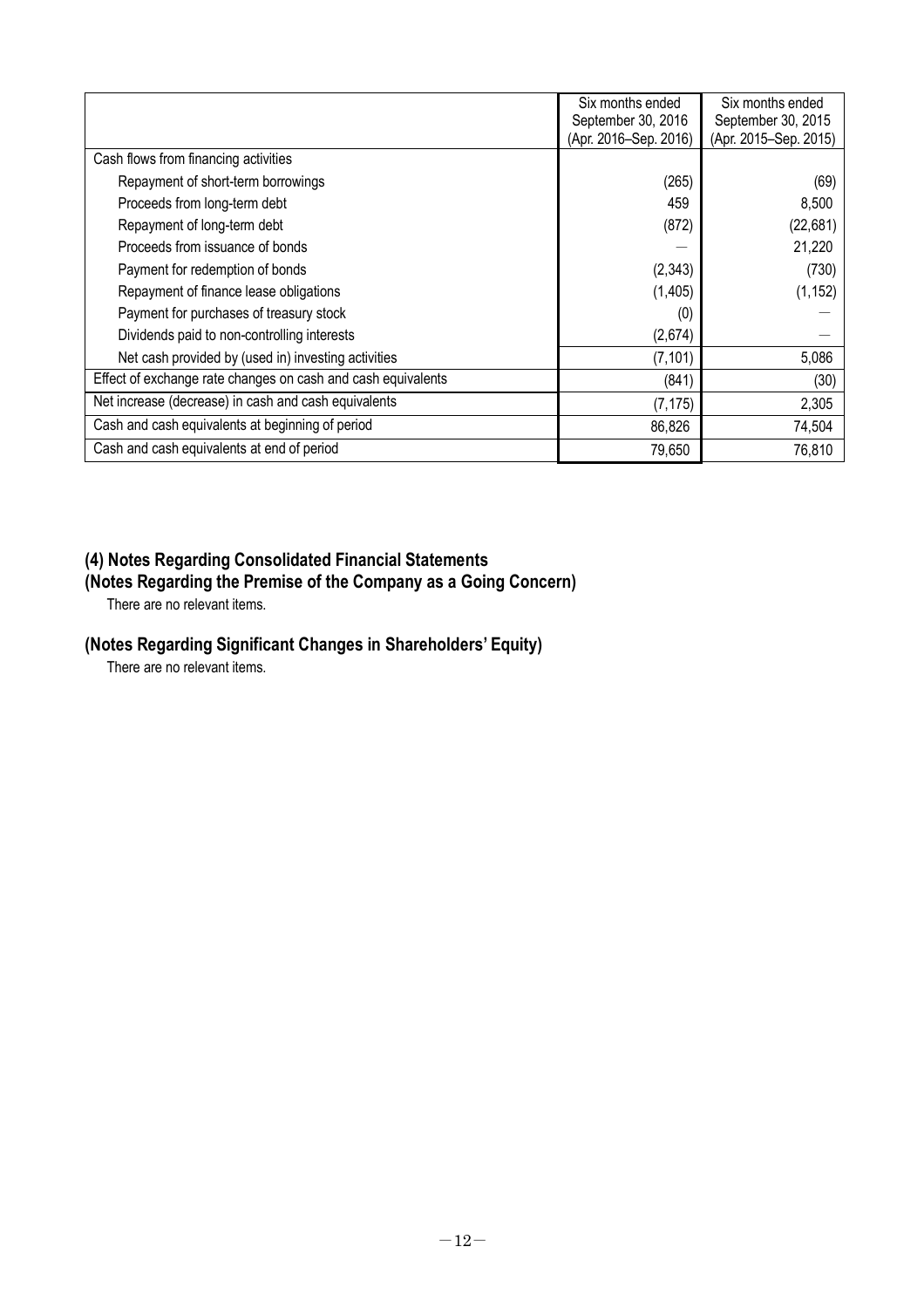|  | Six months ended September 30, 2016 (Apr. 2016–Sep. 2016) | Six months ended September 30, 2015 (Apr. 2015–Sep. 2015) |
|---|---|---|
| Cash flows from financing activities |  |  |
| Repayment of short-term borrowings | (265) | (69) |
| Proceeds from long-term debt | 459 | 8,500 |
| Repayment of long-term debt | (872) | (22,681) |
| Proceeds from issuance of bonds | — | 21,220 |
| Payment for redemption of bonds | (2,343) | (730) |
| Repayment of finance lease obligations | (1,405) | (1,152) |
| Payment for purchases of treasury stock | (0) | — |
| Dividends paid to non-controlling interests | (2,674) | — |
| Net cash provided by (used in) investing activities | (7,101) | 5,086 |
| Effect of exchange rate changes on cash and cash equivalents | (841) | (30) |
| Net increase (decrease) in cash and cash equivalents | (7,175) | 2,305 |
| Cash and cash equivalents at beginning of period | 86,826 | 74,504 |
| Cash and cash equivalents at end of period | 79,650 | 76,810 |

## (4) Notes Regarding Consolidated Financial Statements

### (Notes Regarding the Premise of the Company as a Going Concern)

There are no relevant items.

### (Notes Regarding Significant Changes in Shareholders' Equity)

There are no relevant items.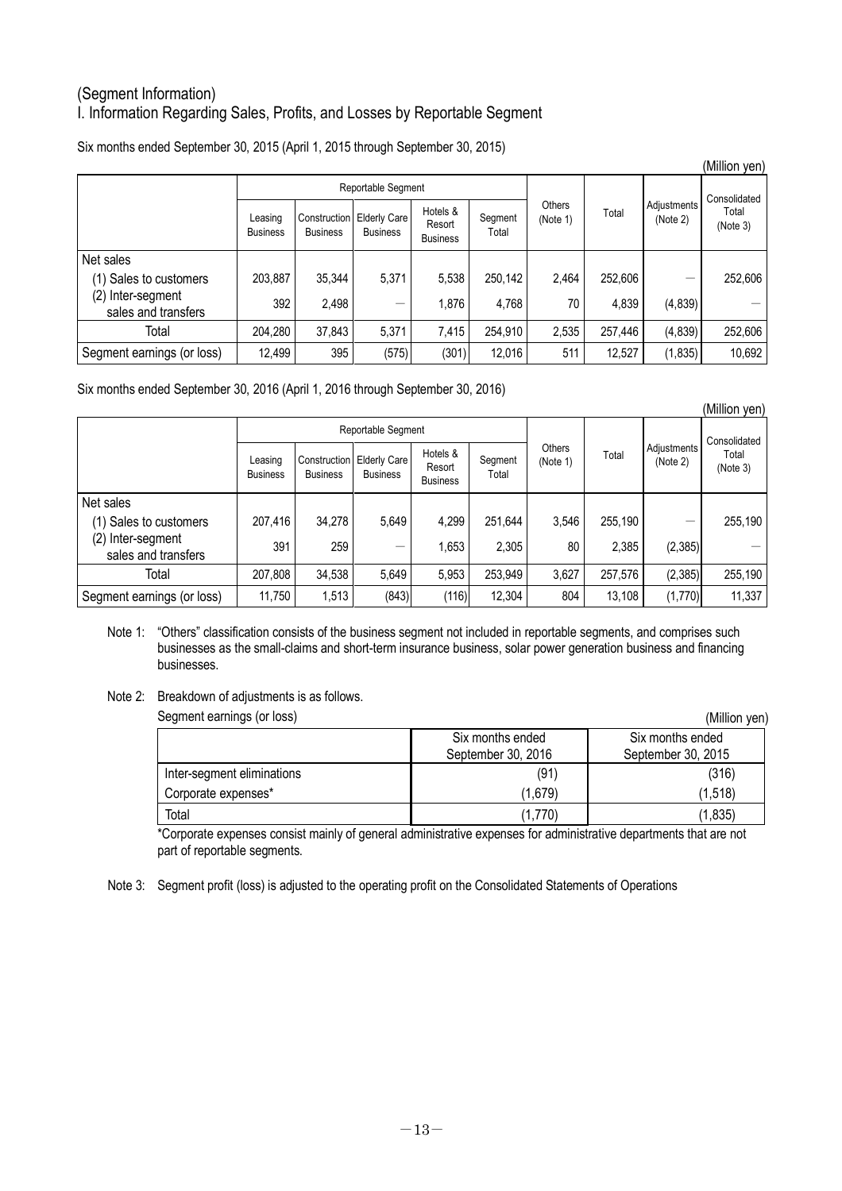## (Segment Information)

## I. Information Regarding Sales, Profits, and Losses by Reportable Segment

Six months ended September 30, 2015 (April 1, 2015 through September 30, 2015)

(Million yen)

| | Reportable Segment | | | | | Others (Note 1) | Total | Adjustments (Note 2) | Consolidated Total (Note 3) |
|---|---|---|---|---|---|---|---|---|---|
| | Leasing Business | Construction Business | Elderly Care Business | Hotels & Resort Business | Segment Total | | | | |
| Net sales | | | | | | | | | |
| (1) Sales to customers | 203,887 | 35,344 | 5,371 | 5,538 | 250,142 | 2,464 | 252,606 | ― | 252,606 |
| (2) Inter-segment sales and transfers | 392 | 2,498 | ― | 1,876 | 4,768 | 70 | 4,839 | (4,839) | ― |
| Total | 204,280 | 37,843 | 5,371 | 7,415 | 254,910 | 2,535 | 257,446 | (4,839) | 252,606 |
| Segment earnings (or loss) | 12,499 | 395 | (575) | (301) | 12,016 | 511 | 12,527 | (1,835) | 10,692 |

Six months ended September 30, 2016 (April 1, 2016 through September 30, 2016)

(Million yen)

| | Reportable Segment | | | | | Others (Note 1) | Total | Adjustments (Note 2) | Consolidated Total (Note 3) |
|---|---|---|---|---|---|---|---|---|---|
| | Leasing Business | Construction Business | Elderly Care Business | Hotels & Resort Business | Segment Total | | | | |
| Net sales | | | | | | | | | |
| (1) Sales to customers | 207,416 | 34,278 | 5,649 | 4,299 | 251,644 | 3,546 | 255,190 | ― | 255,190 |
| (2) Inter-segment sales and transfers | 391 | 259 | ― | 1,653 | 2,305 | 80 | 2,385 | (2,385) | ― |
| Total | 207,808 | 34,538 | 5,649 | 5,953 | 253,949 | 3,627 | 257,576 | (2,385) | 255,190 |
| Segment earnings (or loss) | 11,750 | 1,513 | (843) | (116) | 12,304 | 804 | 13,108 | (1,770) | 11,337 |

Note 1: "Others" classification consists of the business segment not included in reportable segments, and comprises such businesses as the small-claims and short-term insurance business, solar power generation business and financing businesses.

Note 2: Breakdown of adjustments is as follows.

Segment earnings (or loss)

(Million yen)

| | Six months ended September 30, 2016 | Six months ended September 30, 2015 |
|---|---|---|
| Inter-segment eliminations | (91) | (316) |
| Corporate expenses* | (1,679) | (1,518) |
| Total | (1,770) | (1,835) |

*Corporate expenses consist mainly of general administrative expenses for administrative departments that are not part of reportable segments.

Note 3: Segment profit (loss) is adjusted to the operating profit on the Consolidated Statements of Operations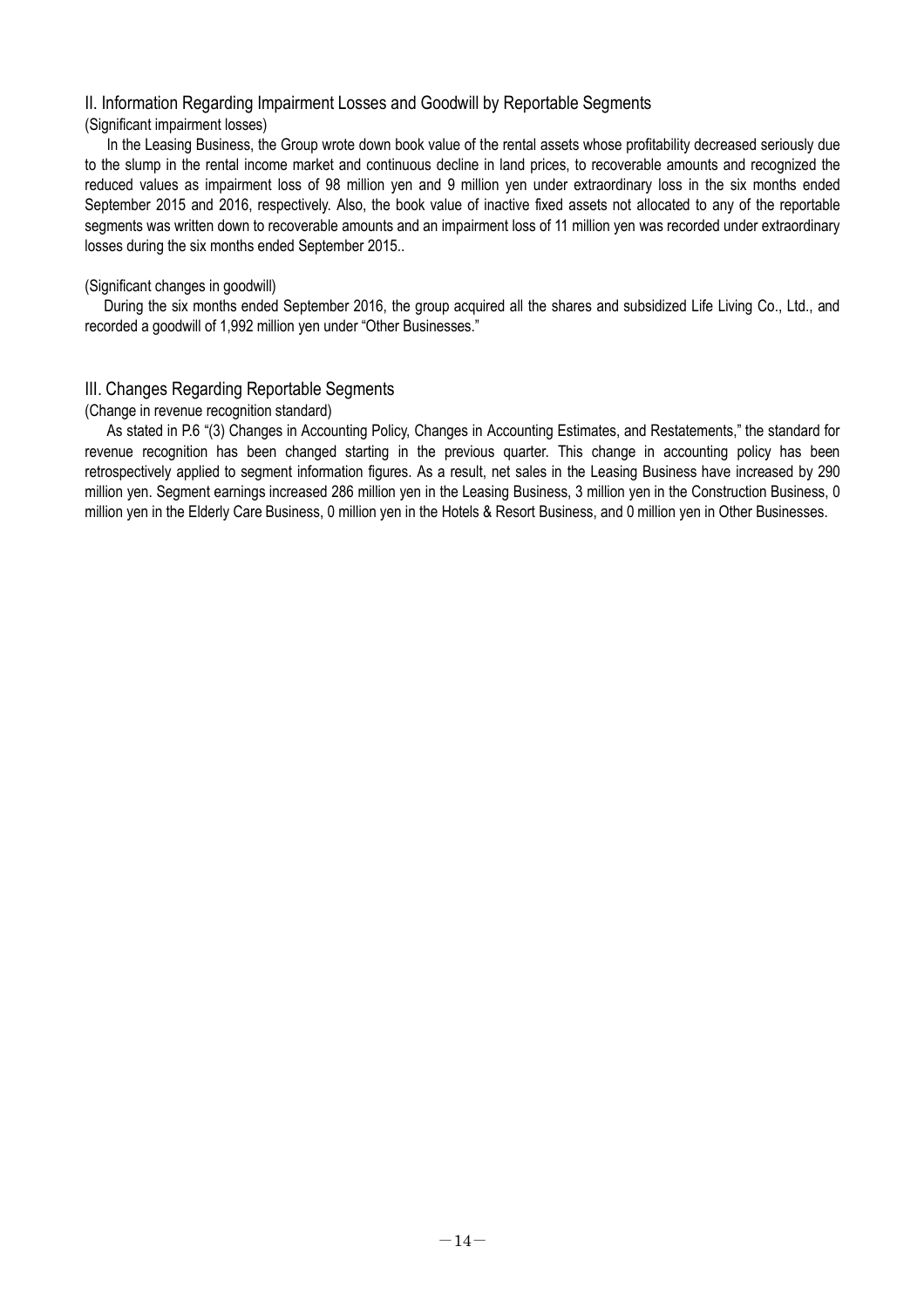## II. Information Regarding Impairment Losses and Goodwill by Reportable Segments

(Significant impairment losses)

In the Leasing Business, the Group wrote down book value of the rental assets whose profitability decreased seriously due to the slump in the rental income market and continuous decline in land prices, to recoverable amounts and recognized the reduced values as impairment loss of 98 million yen and 9 million yen under extraordinary loss in the six months ended September 2015 and 2016, respectively. Also, the book value of inactive fixed assets not allocated to any of the reportable segments was written down to recoverable amounts and an impairment loss of 11 million yen was recorded under extraordinary losses during the six months ended September 2015..

(Significant changes in goodwill)

During the six months ended September 2016, the group acquired all the shares and subsidized Life Living Co., Ltd., and recorded a goodwill of 1,992 million yen under "Other Businesses."

## III. Changes Regarding Reportable Segments

(Change in revenue recognition standard)

As stated in P.6 "(3) Changes in Accounting Policy, Changes in Accounting Estimates, and Restatements," the standard for revenue recognition has been changed starting in the previous quarter. This change in accounting policy has been retrospectively applied to segment information figures. As a result, net sales in the Leasing Business have increased by 290 million yen. Segment earnings increased 286 million yen in the Leasing Business, 3 million yen in the Construction Business, 0 million yen in the Elderly Care Business, 0 million yen in the Hotels & Resort Business, and 0 million yen in Other Businesses.